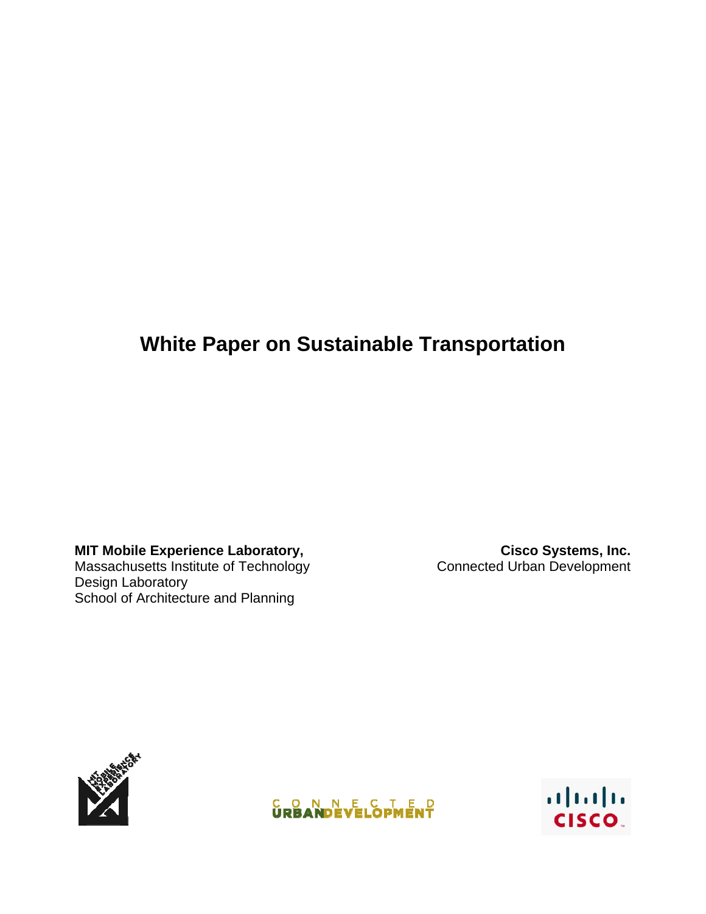# White Paper on Sustainable Transportation

**MIT Mobile Experience Laboratory,**
Massachusetts Institute of Technology
Design Laboratory
School of Architecture and Planning

**Cisco Systems, Inc.**
Connected Urban Development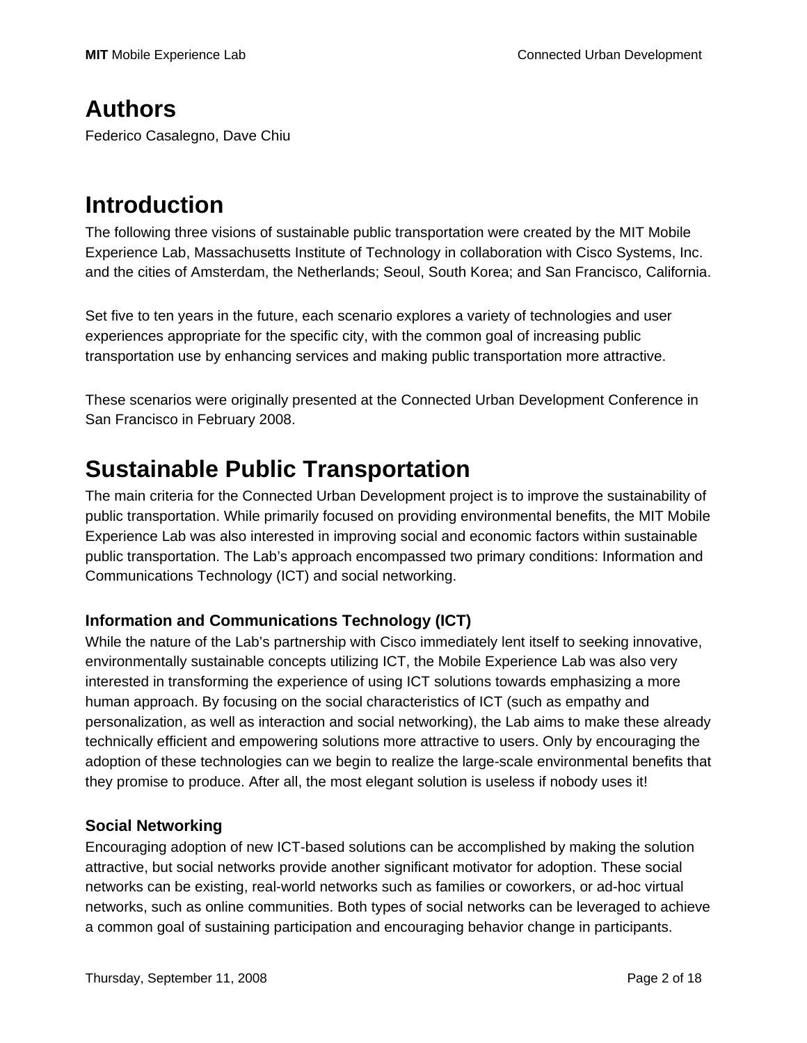# Authors

Federico Casalegno, Dave Chiu

# Introduction

The following three visions of sustainable public transportation were created by the MIT Mobile Experience Lab, Massachusetts Institute of Technology in collaboration with Cisco Systems, Inc. and the cities of Amsterdam, the Netherlands; Seoul, South Korea; and San Francisco, California.

Set five to ten years in the future, each scenario explores a variety of technologies and user experiences appropriate for the specific city, with the common goal of increasing public transportation use by enhancing services and making public transportation more attractive.

These scenarios were originally presented at the Connected Urban Development Conference in San Francisco in February 2008.

# Sustainable Public Transportation

The main criteria for the Connected Urban Development project is to improve the sustainability of public transportation. While primarily focused on providing environmental benefits, the MIT Mobile Experience Lab was also interested in improving social and economic factors within sustainable public transportation. The Lab's approach encompassed two primary conditions: Information and Communications Technology (ICT) and social networking.

### Information and Communications Technology (ICT)

While the nature of the Lab's partnership with Cisco immediately lent itself to seeking innovative, environmentally sustainable concepts utilizing ICT, the Mobile Experience Lab was also very interested in transforming the experience of using ICT solutions towards emphasizing a more human approach. By focusing on the social characteristics of ICT (such as empathy and personalization, as well as interaction and social networking), the Lab aims to make these already technically efficient and empowering solutions more attractive to users. Only by encouraging the adoption of these technologies can we begin to realize the large-scale environmental benefits that they promise to produce. After all, the most elegant solution is useless if nobody uses it!

### Social Networking

Encouraging adoption of new ICT-based solutions can be accomplished by making the solution attractive, but social networks provide another significant motivator for adoption. These social networks can be existing, real-world networks such as families or coworkers, or ad-hoc virtual networks, such as online communities. Both types of social networks can be leveraged to achieve a common goal of sustaining participation and encouraging behavior change in participants.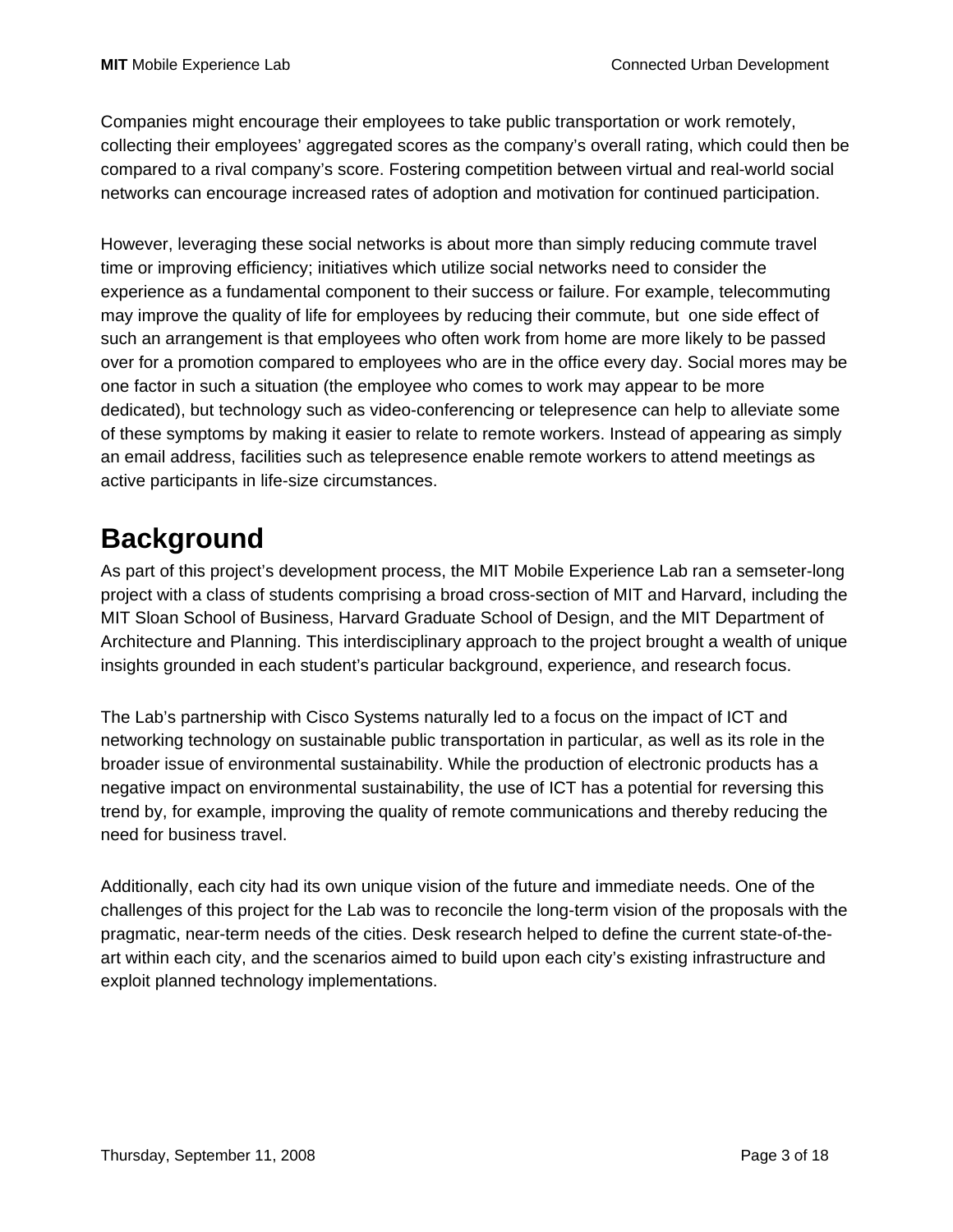Companies might encourage their employees to take public transportation or work remotely, collecting their employees' aggregated scores as the company's overall rating, which could then be compared to a rival company's score. Fostering competition between virtual and real-world social networks can encourage increased rates of adoption and motivation for continued participation.

However, leveraging these social networks is about more than simply reducing commute travel time or improving efficiency; initiatives which utilize social networks need to consider the experience as a fundamental component to their success or failure. For example, telecommuting may improve the quality of life for employees by reducing their commute, but one side effect of such an arrangement is that employees who often work from home are more likely to be passed over for a promotion compared to employees who are in the office every day. Social mores may be one factor in such a situation (the employee who comes to work may appear to be more dedicated), but technology such as video-conferencing or telepresence can help to alleviate some of these symptoms by making it easier to relate to remote workers. Instead of appearing as simply an email address, facilities such as telepresence enable remote workers to attend meetings as active participants in life-size circumstances.

# Background

As part of this project's development process, the MIT Mobile Experience Lab ran a semseter-long project with a class of students comprising a broad cross-section of MIT and Harvard, including the MIT Sloan School of Business, Harvard Graduate School of Design, and the MIT Department of Architecture and Planning. This interdisciplinary approach to the project brought a wealth of unique insights grounded in each student's particular background, experience, and research focus.

The Lab's partnership with Cisco Systems naturally led to a focus on the impact of ICT and networking technology on sustainable public transportation in particular, as well as its role in the broader issue of environmental sustainability. While the production of electronic products has a negative impact on environmental sustainability, the use of ICT has a potential for reversing this trend by, for example, improving the quality of remote communications and thereby reducing the need for business travel.

Additionally, each city had its own unique vision of the future and immediate needs. One of the challenges of this project for the Lab was to reconcile the long-term vision of the proposals with the pragmatic, near-term needs of the cities. Desk research helped to define the current state-of-the-art within each city, and the scenarios aimed to build upon each city's existing infrastructure and exploit planned technology implementations.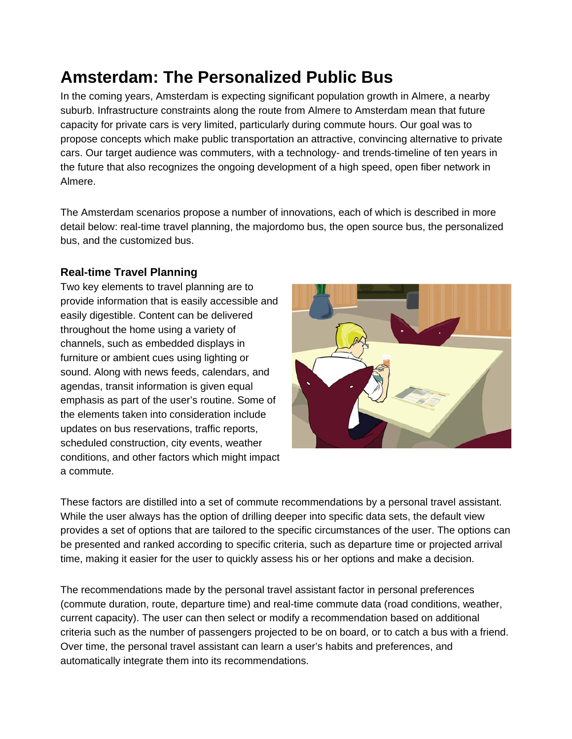# Amsterdam: The Personalized Public Bus

In the coming years, Amsterdam is expecting significant population growth in Almere, a nearby suburb. Infrastructure constraints along the route from Almere to Amsterdam mean that future capacity for private cars is very limited, particularly during commute hours. Our goal was to propose concepts which make public transportation an attractive, convincing alternative to private cars. Our target audience was commuters, with a technology- and trends-timeline of ten years in the future that also recognizes the ongoing development of a high speed, open fiber network in Almere.

The Amsterdam scenarios propose a number of innovations, each of which is described in more detail below: real-time travel planning, the majordomo bus, the open source bus, the personalized bus, and the customized bus.

### Real-time Travel Planning

Two key elements to travel planning are to provide information that is easily accessible and easily digestible. Content can be delivered throughout the home using a variety of channels, such as embedded displays in furniture or ambient cues using lighting or sound. Along with news feeds, calendars, and agendas, transit information is given equal emphasis as part of the user's routine. Some of the elements taken into consideration include updates on bus reservations, traffic reports, scheduled construction, city events, weather conditions, and other factors which might impact a commute.

These factors are distilled into a set of commute recommendations by a personal travel assistant. While the user always has the option of drilling deeper into specific data sets, the default view provides a set of options that are tailored to the specific circumstances of the user. The options can be presented and ranked according to specific criteria, such as departure time or projected arrival time, making it easier for the user to quickly assess his or her options and make a decision.

The recommendations made by the personal travel assistant factor in personal preferences (commute duration, route, departure time) and real-time commute data (road conditions, weather, current capacity). The user can then select or modify a recommendation based on additional criteria such as the number of passengers projected to be on board, or to catch a bus with a friend. Over time, the personal travel assistant can learn a user's habits and preferences, and automatically integrate them into its recommendations.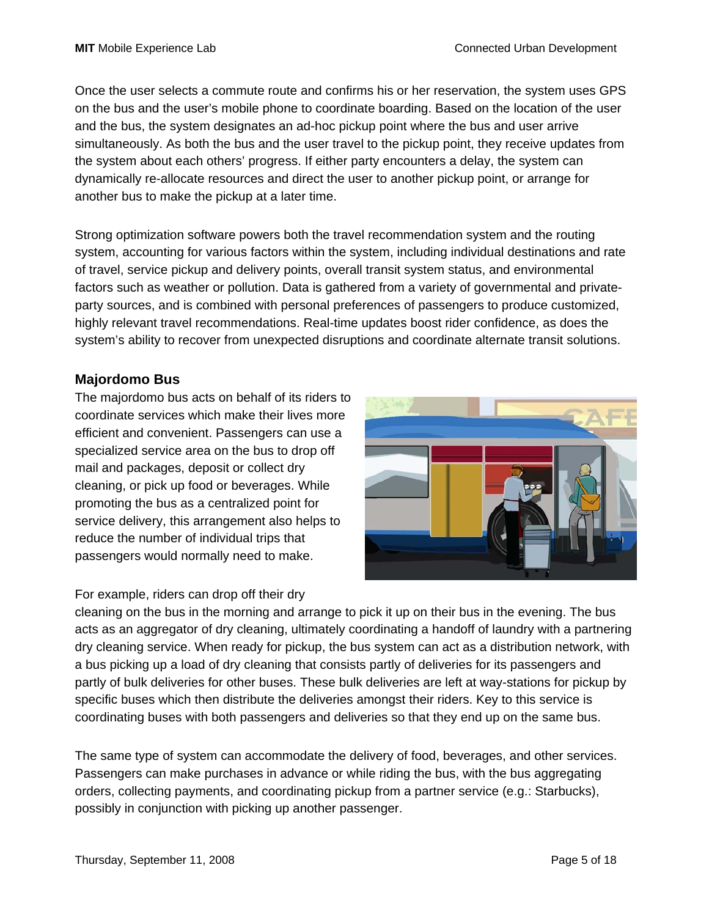Once the user selects a commute route and confirms his or her reservation, the system uses GPS on the bus and the user's mobile phone to coordinate boarding. Based on the location of the user and the bus, the system designates an ad-hoc pickup point where the bus and user arrive simultaneously. As both the bus and the user travel to the pickup point, they receive updates from the system about each others' progress. If either party encounters a delay, the system can dynamically re-allocate resources and direct the user to another pickup point, or arrange for another bus to make the pickup at a later time.

Strong optimization software powers both the travel recommendation system and the routing system, accounting for various factors within the system, including individual destinations and rate of travel, service pickup and delivery points, overall transit system status, and environmental factors such as weather or pollution. Data is gathered from a variety of governmental and private-party sources, and is combined with personal preferences of passengers to produce customized, highly relevant travel recommendations. Real-time updates boost rider confidence, as does the system's ability to recover from unexpected disruptions and coordinate alternate transit solutions.

### Majordomo Bus

The majordomo bus acts on behalf of its riders to coordinate services which make their lives more efficient and convenient. Passengers can use a specialized service area on the bus to drop off mail and packages, deposit or collect dry cleaning, or pick up food or beverages. While promoting the bus as a centralized point for service delivery, this arrangement also helps to reduce the number of individual trips that passengers would normally need to make.

For example, riders can drop off their dry cleaning on the bus in the morning and arrange to pick it up on their bus in the evening. The bus acts as an aggregator of dry cleaning, ultimately coordinating a handoff of laundry with a partnering dry cleaning service. When ready for pickup, the bus system can act as a distribution network, with a bus picking up a load of dry cleaning that consists partly of deliveries for its passengers and partly of bulk deliveries for other buses. These bulk deliveries are left at way-stations for pickup by specific buses which then distribute the deliveries amongst their riders. Key to this service is coordinating buses with both passengers and deliveries so that they end up on the same bus.

The same type of system can accommodate the delivery of food, beverages, and other services. Passengers can make purchases in advance or while riding the bus, with the bus aggregating orders, collecting payments, and coordinating pickup from a partner service (e.g.: Starbucks), possibly in conjunction with picking up another passenger.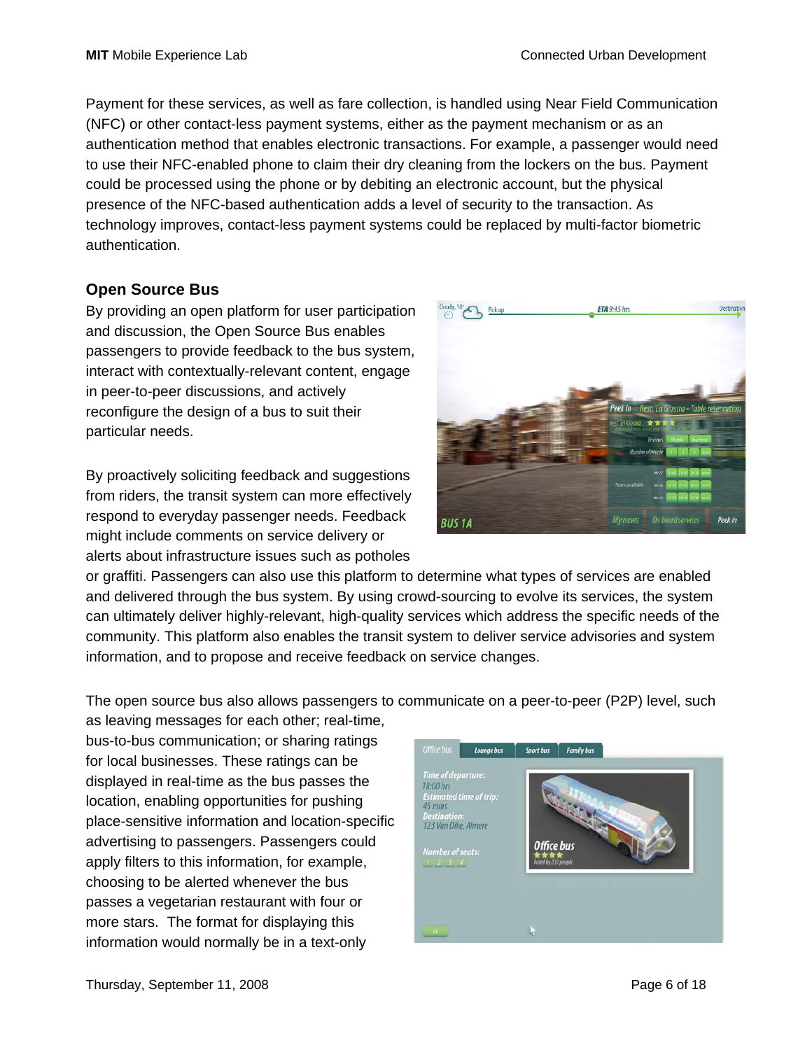Payment for these services, as well as fare collection, is handled using Near Field Communication (NFC) or other contact-less payment systems, either as the payment mechanism or as an authentication method that enables electronic transactions. For example, a passenger would need to use their NFC-enabled phone to claim their dry cleaning from the lockers on the bus. Payment could be processed using the phone or by debiting an electronic account, but the physical presence of the NFC-based authentication adds a level of security to the transaction. As technology improves, contact-less payment systems could be replaced by multi-factor biometric authentication.

## Open Source Bus

By providing an open platform for user participation and discussion, the Open Source Bus enables passengers to provide feedback to the bus system, interact with contextually-relevant content, engage in peer-to-peer discussions, and actively reconfigure the design of a bus to suit their particular needs.

By proactively soliciting feedback and suggestions from riders, the transit system can more effectively respond to everyday passenger needs. Feedback might include comments on service delivery or alerts about infrastructure issues such as potholes or graffiti. Passengers can also use this platform to determine what types of services are enabled and delivered through the bus system. By using crowd-sourcing to evolve its services, the system can ultimately deliver highly-relevant, high-quality services which address the specific needs of the community. This platform also enables the transit system to deliver service advisories and system information, and to propose and receive feedback on service changes.

The open source bus also allows passengers to communicate on a peer-to-peer (P2P) level, such as leaving messages for each other; real-time, bus-to-bus communication; or sharing ratings for local businesses. These ratings can be displayed in real-time as the bus passes the location, enabling opportunities for pushing place-sensitive information and location-specific advertising to passengers. Passengers could apply filters to this information, for example, choosing to be alerted whenever the bus passes a vegetarian restaurant with four or more stars. The format for displaying this information would normally be in a text-only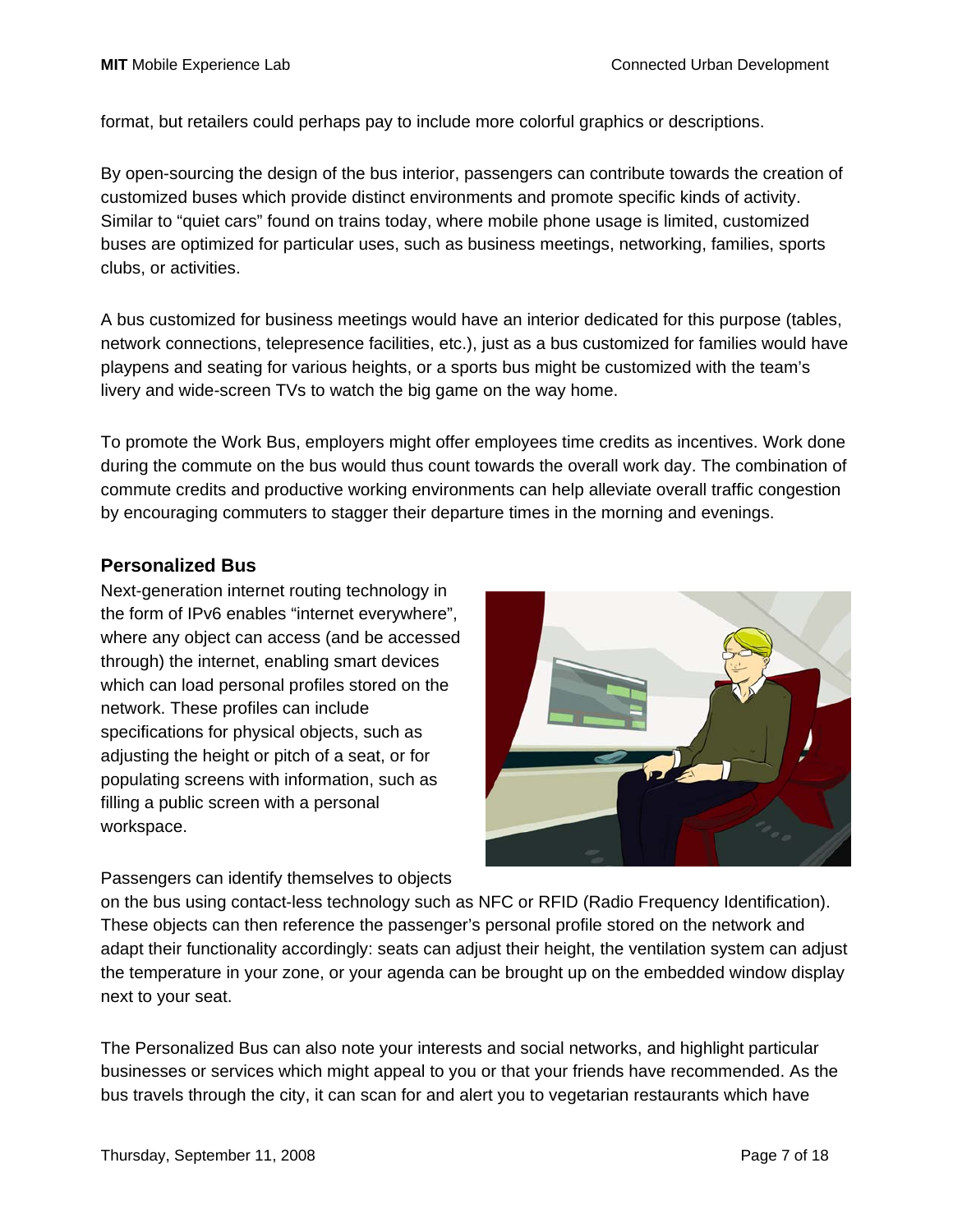format, but retailers could perhaps pay to include more colorful graphics or descriptions.

By open-sourcing the design of the bus interior, passengers can contribute towards the creation of customized buses which provide distinct environments and promote specific kinds of activity. Similar to "quiet cars" found on trains today, where mobile phone usage is limited, customized buses are optimized for particular uses, such as business meetings, networking, families, sports clubs, or activities.

A bus customized for business meetings would have an interior dedicated for this purpose (tables, network connections, telepresence facilities, etc.), just as a bus customized for families would have playpens and seating for various heights, or a sports bus might be customized with the team's livery and wide-screen TVs to watch the big game on the way home.

To promote the Work Bus, employers might offer employees time credits as incentives. Work done during the commute on the bus would thus count towards the overall work day. The combination of commute credits and productive working environments can help alleviate overall traffic congestion by encouraging commuters to stagger their departure times in the morning and evenings.

### Personalized Bus

Next-generation internet routing technology in the form of IPv6 enables "internet everywhere", where any object can access (and be accessed through) the internet, enabling smart devices which can load personal profiles stored on the network. These profiles can include specifications for physical objects, such as adjusting the height or pitch of a seat, or for populating screens with information, such as filling a public screen with a personal workspace.

Passengers can identify themselves to objects on the bus using contact-less technology such as NFC or RFID (Radio Frequency Identification). These objects can then reference the passenger's personal profile stored on the network and adapt their functionality accordingly: seats can adjust their height, the ventilation system can adjust the temperature in your zone, or your agenda can be brought up on the embedded window display next to your seat.

The Personalized Bus can also note your interests and social networks, and highlight particular businesses or services which might appeal to you or that your friends have recommended. As the bus travels through the city, it can scan for and alert you to vegetarian restaurants which have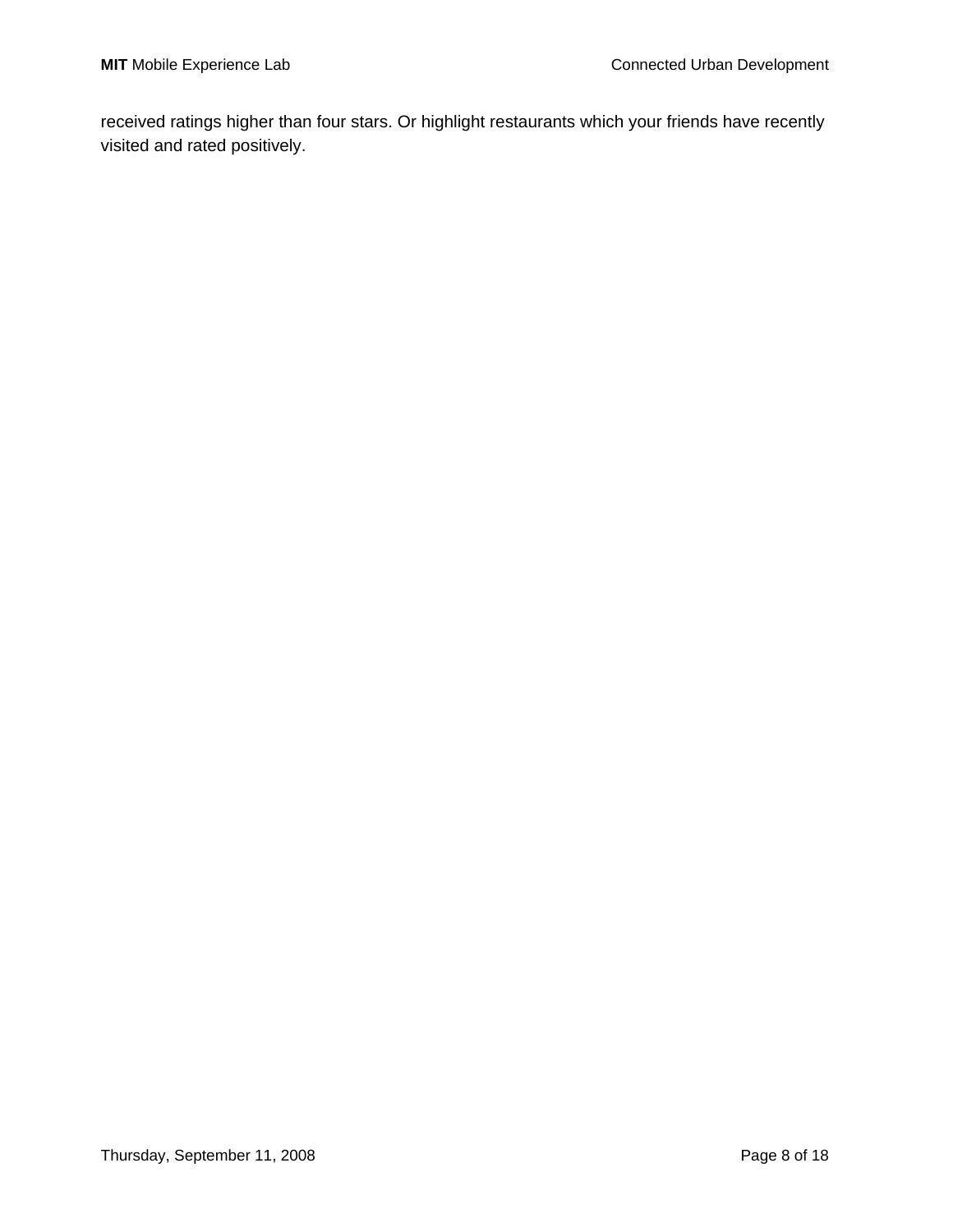received ratings higher than four stars. Or highlight restaurants which your friends have recently visited and rated positively.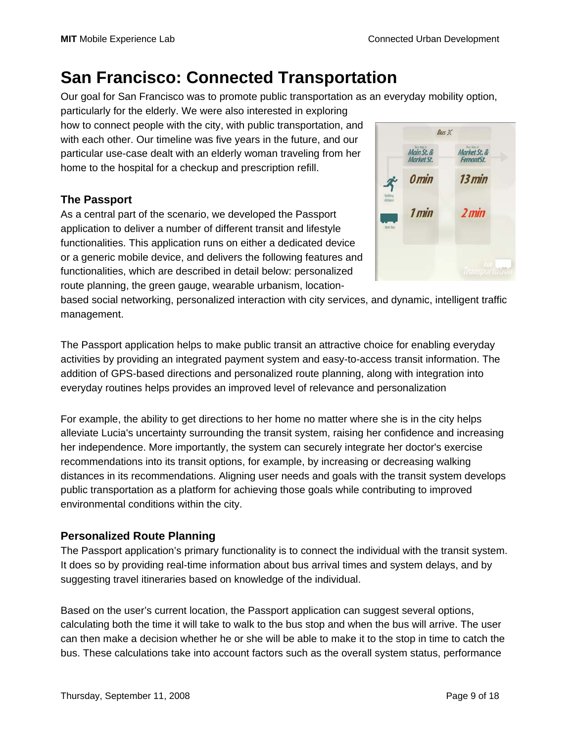# San Francisco: Connected Transportation

Our goal for San Francisco was to promote public transportation as an everyday mobility option, particularly for the elderly. We were also interested in exploring how to connect people with the city, with public transportation, and with each other. Our timeline was five years in the future, and our particular use-case dealt with an elderly woman traveling from her home to the hospital for a checkup and prescription refill.

### The Passport

As a central part of the scenario, we developed the Passport application to deliver a number of different transit and lifestyle functionalities. This application runs on either a dedicated device or a generic mobile device, and delivers the following features and functionalities, which are described in detail below: personalized route planning, the green gauge, wearable urbanism, location-based social networking, personalized interaction with city services, and dynamic, intelligent traffic management.

The Passport application helps to make public transit an attractive choice for enabling everyday activities by providing an integrated payment system and easy-to-access transit information. The addition of GPS-based directions and personalized route planning, along with integration into everyday routines helps provides an improved level of relevance and personalization

For example, the ability to get directions to her home no matter where she is in the city helps alleviate Lucia's uncertainty surrounding the transit system, raising her confidence and increasing her independence. More importantly, the system can securely integrate her doctor's exercise recommendations into its transit options, for example, by increasing or decreasing walking distances in its recommendations. Aligning user needs and goals with the transit system develops public transportation as a platform for achieving those goals while contributing to improved environmental conditions within the city.

### Personalized Route Planning

The Passport application's primary functionality is to connect the individual with the transit system. It does so by providing real-time information about bus arrival times and system delays, and by suggesting travel itineraries based on knowledge of the individual.

Based on the user's current location, the Passport application can suggest several options, calculating both the time it will take to walk to the bus stop and when the bus will arrive. The user can then make a decision whether he or she will be able to make it to the stop in time to catch the bus. These calculations take into account factors such as the overall system status, performance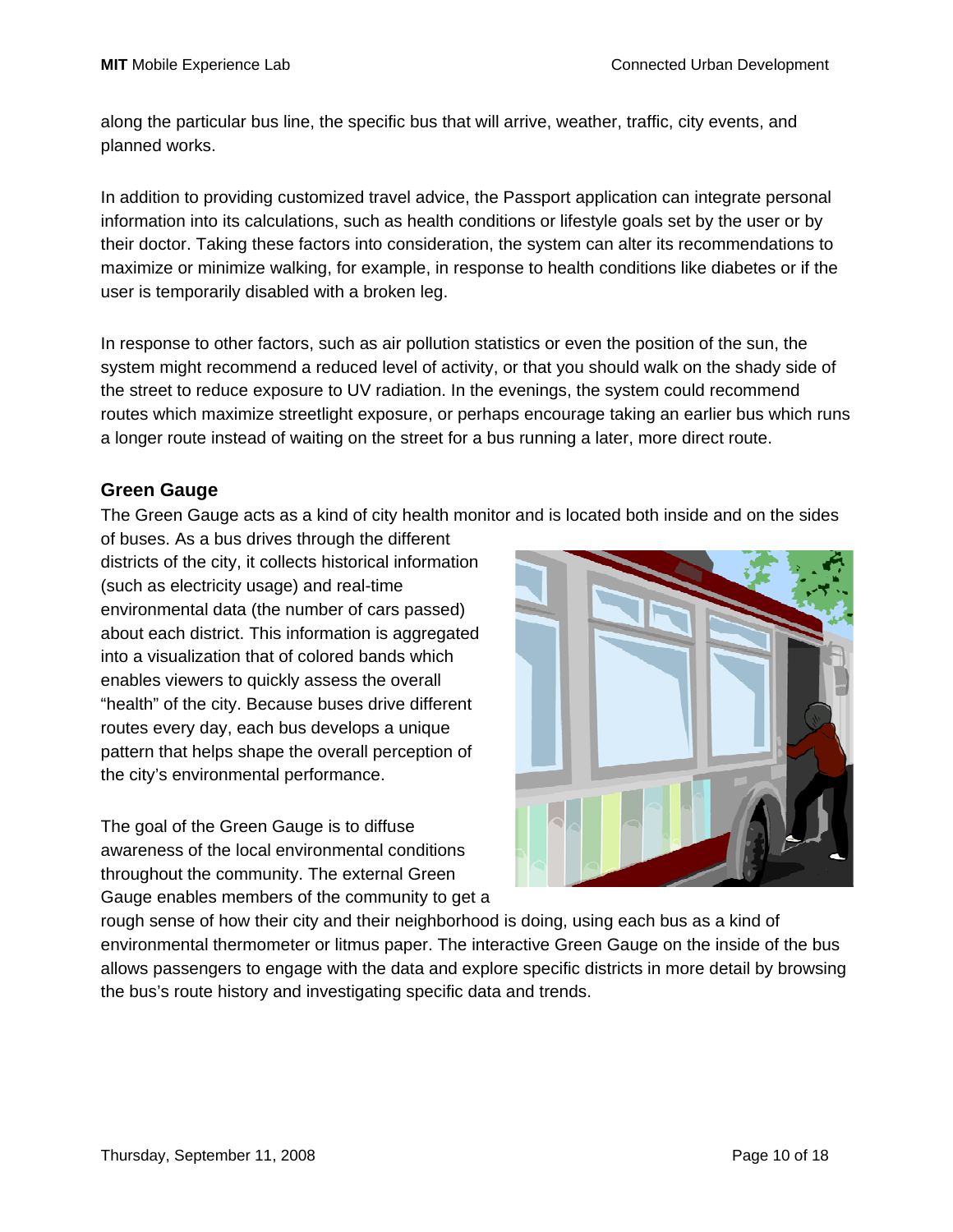along the particular bus line, the specific bus that will arrive, weather, traffic, city events, and planned works.

In addition to providing customized travel advice, the Passport application can integrate personal information into its calculations, such as health conditions or lifestyle goals set by the user or by their doctor. Taking these factors into consideration, the system can alter its recommendations to maximize or minimize walking, for example, in response to health conditions like diabetes or if the user is temporarily disabled with a broken leg.

In response to other factors, such as air pollution statistics or even the position of the sun, the system might recommend a reduced level of activity, or that you should walk on the shady side of the street to reduce exposure to UV radiation. In the evenings, the system could recommend routes which maximize streetlight exposure, or perhaps encourage taking an earlier bus which runs a longer route instead of waiting on the street for a bus running a later, more direct route.

### Green Gauge

The Green Gauge acts as a kind of city health monitor and is located both inside and on the sides of buses. As a bus drives through the different districts of the city, it collects historical information (such as electricity usage) and real-time environmental data (the number of cars passed) about each district. This information is aggregated into a visualization that of colored bands which enables viewers to quickly assess the overall "health" of the city. Because buses drive different routes every day, each bus develops a unique pattern that helps shape the overall perception of the city's environmental performance.

The goal of the Green Gauge is to diffuse awareness of the local environmental conditions throughout the community. The external Green Gauge enables members of the community to get a rough sense of how their city and their neighborhood is doing, using each bus as a kind of environmental thermometer or litmus paper. The interactive Green Gauge on the inside of the bus allows passengers to engage with the data and explore specific districts in more detail by browsing the bus's route history and investigating specific data and trends.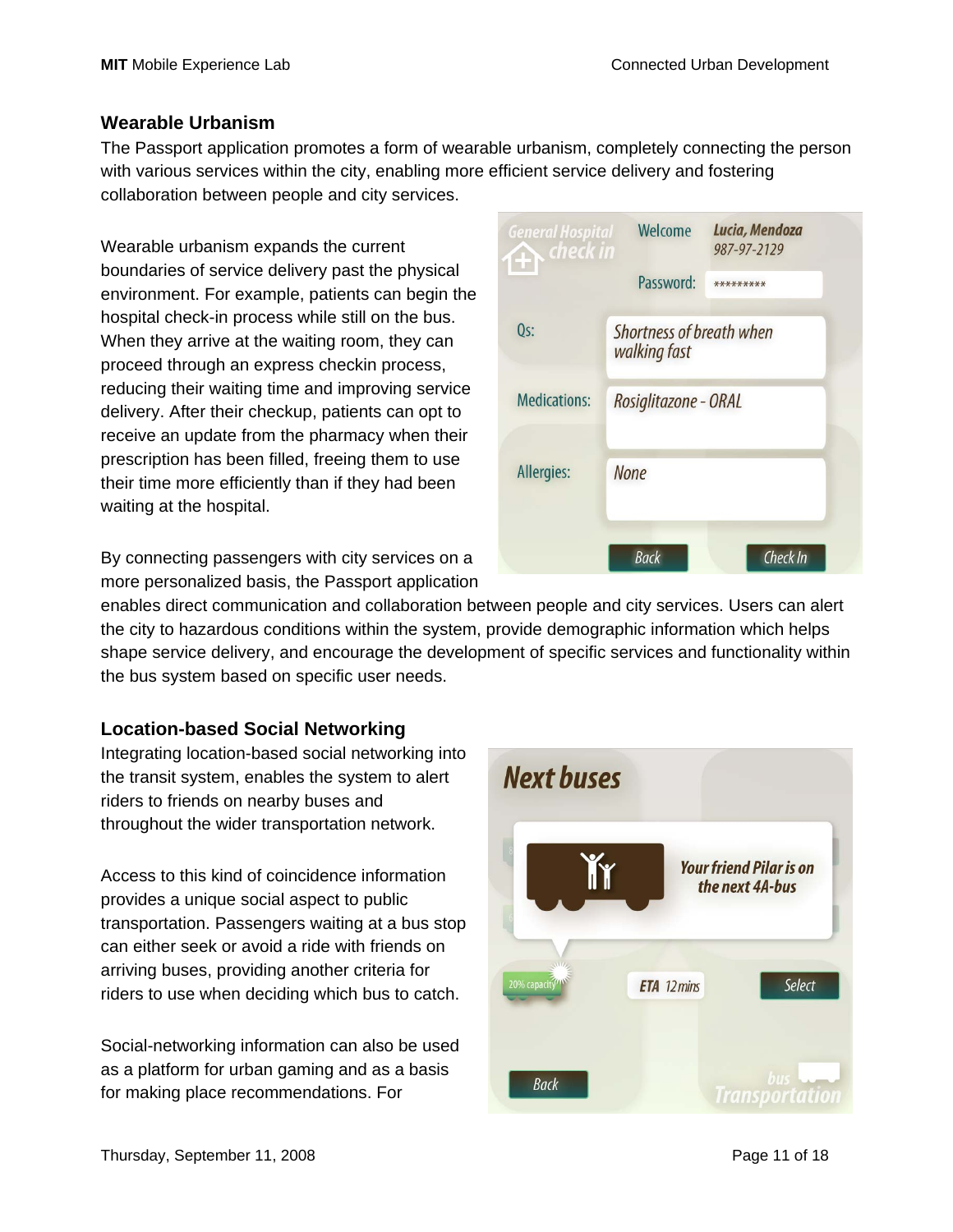## Wearable Urbanism

The Passport application promotes a form of wearable urbanism, completely connecting the person with various services within the city, enabling more efficient service delivery and fostering collaboration between people and city services.

Wearable urbanism expands the current boundaries of service delivery past the physical environment. For example, patients can begin the hospital check-in process while still on the bus. When they arrive at the waiting room, they can proceed through an express checkin process, reducing their waiting time and improving service delivery. After their checkup, patients can opt to receive an update from the pharmacy when their prescription has been filled, freeing them to use their time more efficiently than if they had been waiting at the hospital.

By connecting passengers with city services on a more personalized basis, the Passport application enables direct communication and collaboration between people and city services. Users can alert the city to hazardous conditions within the system, provide demographic information which helps shape service delivery, and encourage the development of specific services and functionality within the bus system based on specific user needs.

## Location-based Social Networking

Integrating location-based social networking into the transit system, enables the system to alert riders to friends on nearby buses and throughout the wider transportation network.

Access to this kind of coincidence information provides a unique social aspect to public transportation. Passengers waiting at a bus stop can either seek or avoid a ride with friends on arriving buses, providing another criteria for riders to use when deciding which bus to catch.

Social-networking information can also be used as a platform for urban gaming and as a basis for making place recommendations. For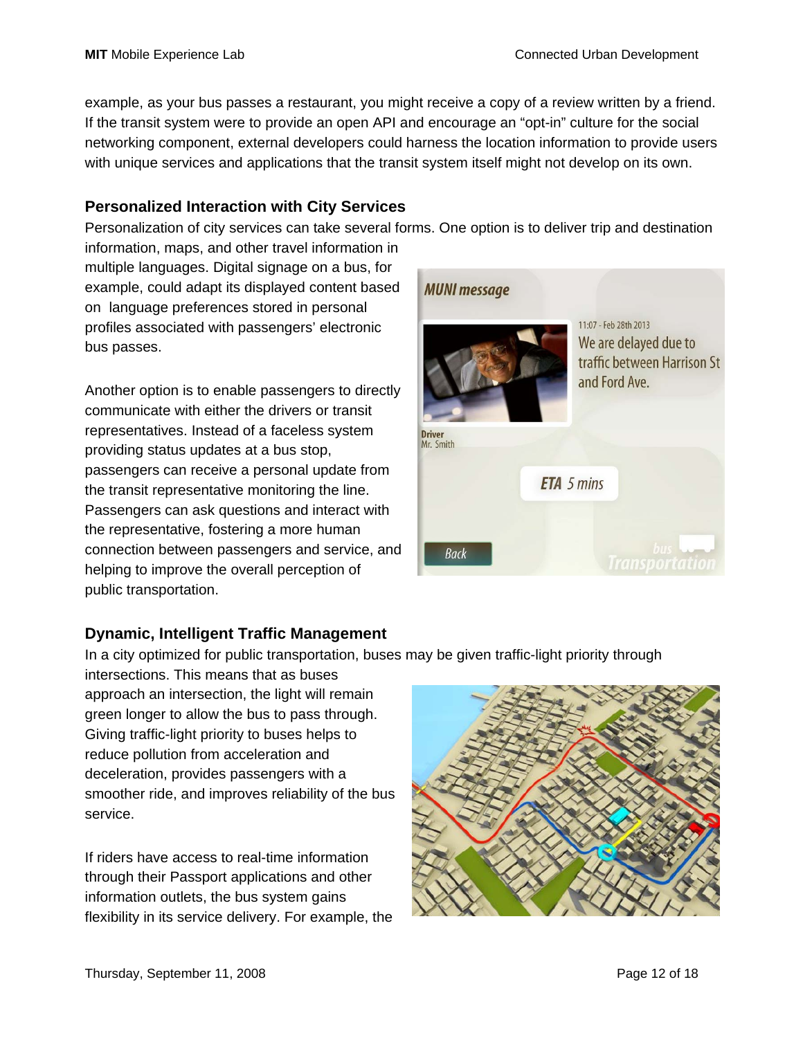example, as your bus passes a restaurant, you might receive a copy of a review written by a friend. If the transit system were to provide an open API and encourage an "opt-in" culture for the social networking component, external developers could harness the location information to provide users with unique services and applications that the transit system itself might not develop on its own.

### Personalized Interaction with City Services

Personalization of city services can take several forms. One option is to deliver trip and destination information, maps, and other travel information in multiple languages. Digital signage on a bus, for example, could adapt its displayed content based on language preferences stored in personal profiles associated with passengers' electronic bus passes.

Another option is to enable passengers to directly communicate with either the drivers or transit representatives. Instead of a faceless system providing status updates at a bus stop, passengers can receive a personal update from the transit representative monitoring the line. Passengers can ask questions and interact with the representative, fostering a more human connection between passengers and service, and helping to improve the overall perception of public transportation.

### Dynamic, Intelligent Traffic Management

In a city optimized for public transportation, buses may be given traffic-light priority through intersections. This means that as buses approach an intersection, the light will remain green longer to allow the bus to pass through. Giving traffic-light priority to buses helps to reduce pollution from acceleration and deceleration, provides passengers with a smoother ride, and improves reliability of the bus service.

If riders have access to real-time information through their Passport applications and other information outlets, the bus system gains flexibility in its service delivery. For example, the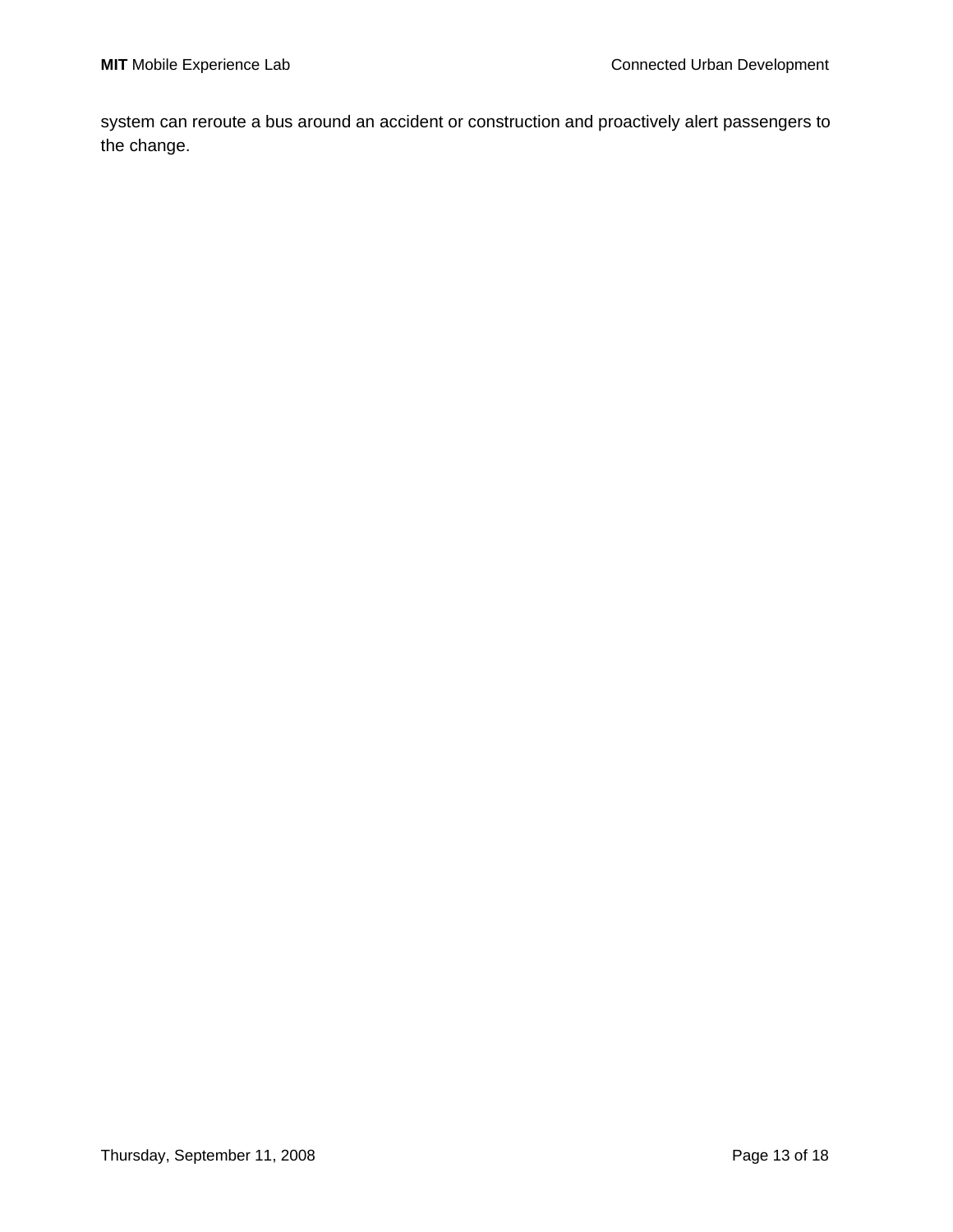system can reroute a bus around an accident or construction and proactively alert passengers to the change.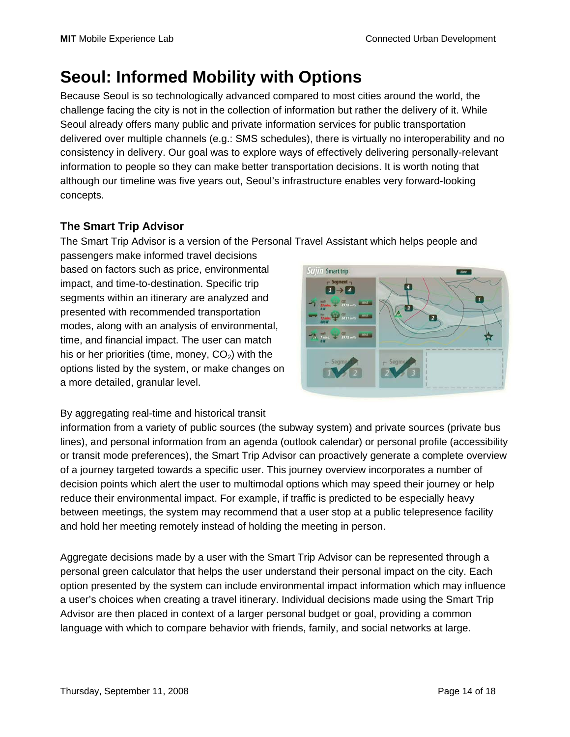# Seoul: Informed Mobility with Options

Because Seoul is so technologically advanced compared to most cities around the world, the challenge facing the city is not in the collection of information but rather the delivery of it. While Seoul already offers many public and private information services for public transportation delivered over multiple channels (e.g.: SMS schedules), there is virtually no interoperability and no consistency in delivery. Our goal was to explore ways of effectively delivering personally-relevant information to people so they can make better transportation decisions. It is worth noting that although our timeline was five years out, Seoul's infrastructure enables very forward-looking concepts.

## The Smart Trip Advisor

The Smart Trip Advisor is a version of the Personal Travel Assistant which helps people and passengers make informed travel decisions based on factors such as price, environmental impact, and time-to-destination. Specific trip segments within an itinerary are analyzed and presented with recommended transportation modes, along with an analysis of environmental, time, and financial impact. The user can match his or her priorities (time, money, $CO_2$) with the options listed by the system, or make changes on a more detailed, granular level.

By aggregating real-time and historical transit information from a variety of public sources (the subway system) and private sources (private bus lines), and personal information from an agenda (outlook calendar) or personal profile (accessibility or transit mode preferences), the Smart Trip Advisor can proactively generate a complete overview of a journey targeted towards a specific user. This journey overview incorporates a number of decision points which alert the user to multimodal options which may speed their journey or help reduce their environmental impact. For example, if traffic is predicted to be especially heavy between meetings, the system may recommend that a user stop at a public telepresence facility and hold her meeting remotely instead of holding the meeting in person.

Aggregate decisions made by a user with the Smart Trip Advisor can be represented through a personal green calculator that helps the user understand their personal impact on the city. Each option presented by the system can include environmental impact information which may influence a user's choices when creating a travel itinerary. Individual decisions made using the Smart Trip Advisor are then placed in context of a larger personal budget or goal, providing a common language with which to compare behavior with friends, family, and social networks at large.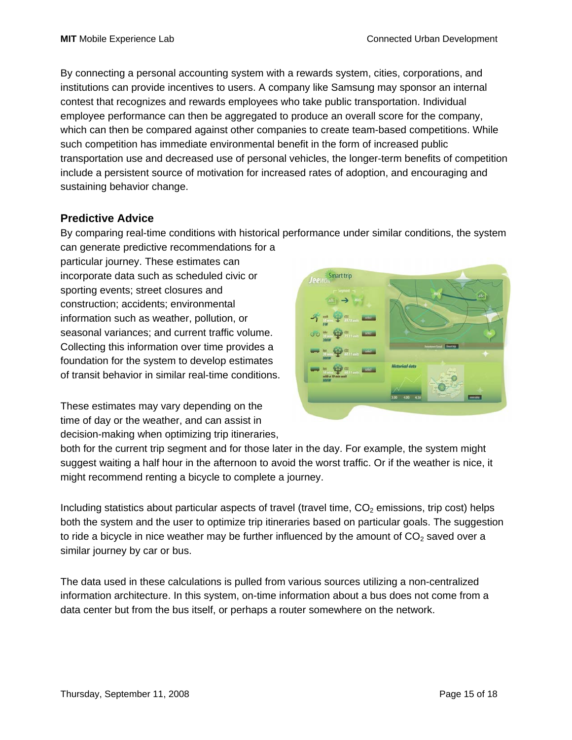By connecting a personal accounting system with a rewards system, cities, corporations, and institutions can provide incentives to users. A company like Samsung may sponsor an internal contest that recognizes and rewards employees who take public transportation. Individual employee performance can then be aggregated to produce an overall score for the company, which can then be compared against other companies to create team-based competitions. While such competition has immediate environmental benefit in the form of increased public transportation use and decreased use of personal vehicles, the longer-term benefits of competition include a persistent source of motivation for increased rates of adoption, and encouraging and sustaining behavior change.

### Predictive Advice

By comparing real-time conditions with historical performance under similar conditions, the system can generate predictive recommendations for a particular journey. These estimates can incorporate data such as scheduled civic or sporting events; street closures and construction; accidents; environmental information such as weather, pollution, or seasonal variances; and current traffic volume. Collecting this information over time provides a foundation for the system to develop estimates of transit behavior in similar real-time conditions.

These estimates may vary depending on the time of day or the weather, and can assist in decision-making when optimizing trip itineraries, both for the current trip segment and for those later in the day. For example, the system might suggest waiting a half hour in the afternoon to avoid the worst traffic. Or if the weather is nice, it might recommend renting a bicycle to complete a journey.

Including statistics about particular aspects of travel (travel time, $CO_2$ emissions, trip cost) helps both the system and the user to optimize trip itineraries based on particular goals. The suggestion to ride a bicycle in nice weather may be further influenced by the amount of $CO_2$ saved over a similar journey by car or bus.

The data used in these calculations is pulled from various sources utilizing a non-centralized information architecture. In this system, on-time information about a bus does not come from a data center but from the bus itself, or perhaps a router somewhere on the network.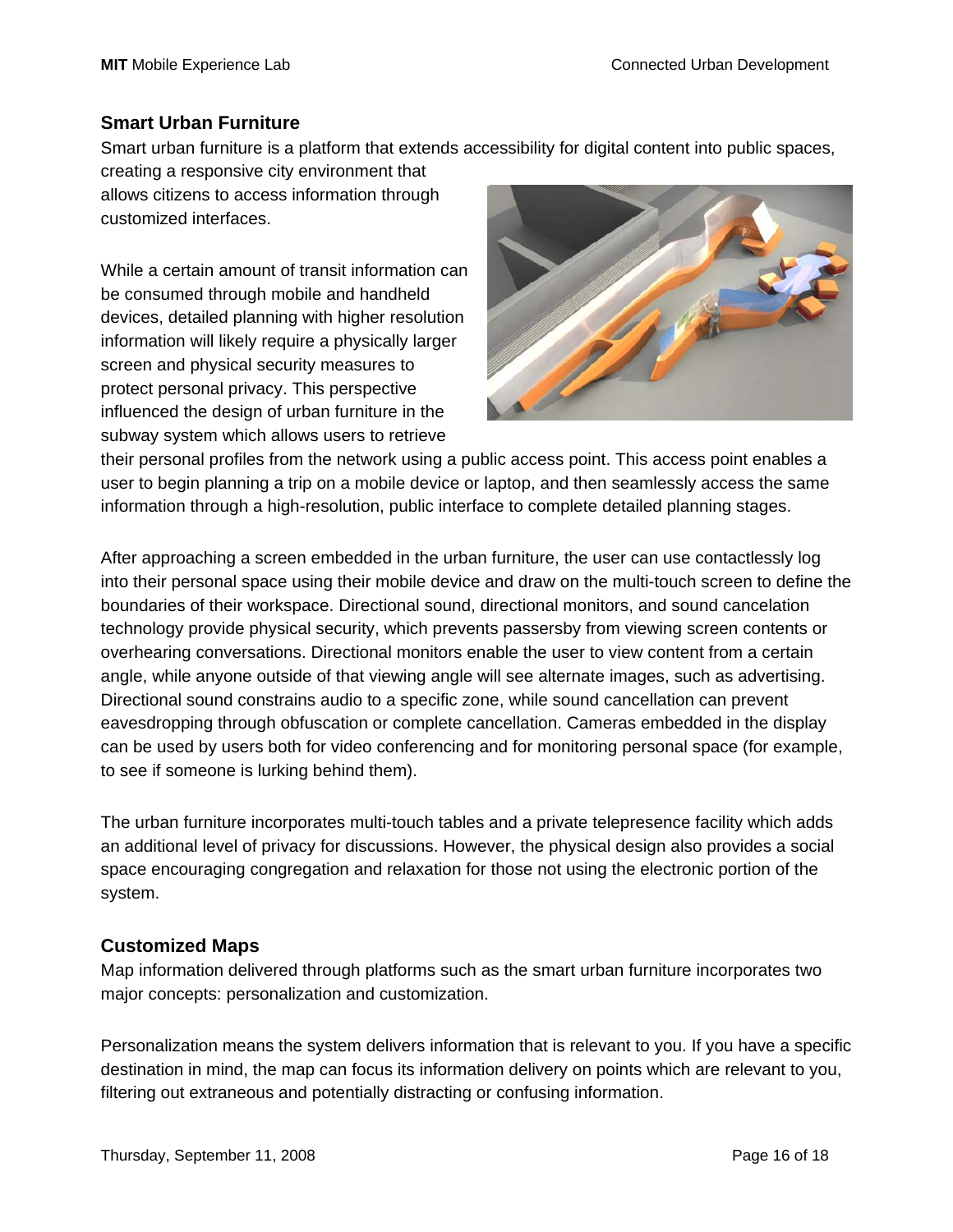## Smart Urban Furniture

Smart urban furniture is a platform that extends accessibility for digital content into public spaces, creating a responsive city environment that allows citizens to access information through customized interfaces.

While a certain amount of transit information can be consumed through mobile and handheld devices, detailed planning with higher resolution information will likely require a physically larger screen and physical security measures to protect personal privacy. This perspective influenced the design of urban furniture in the subway system which allows users to retrieve their personal profiles from the network using a public access point. This access point enables a user to begin planning a trip on a mobile device or laptop, and then seamlessly access the same information through a high-resolution, public interface to complete detailed planning stages.

After approaching a screen embedded in the urban furniture, the user can use contactlessly log into their personal space using their mobile device and draw on the multi-touch screen to define the boundaries of their workspace. Directional sound, directional monitors, and sound cancelation technology provide physical security, which prevents passersby from viewing screen contents or overhearing conversations. Directional monitors enable the user to view content from a certain angle, while anyone outside of that viewing angle will see alternate images, such as advertising. Directional sound constrains audio to a specific zone, while sound cancellation can prevent eavesdropping through obfuscation or complete cancellation. Cameras embedded in the display can be used by users both for video conferencing and for monitoring personal space (for example, to see if someone is lurking behind them).

The urban furniture incorporates multi-touch tables and a private telepresence facility which adds an additional level of privacy for discussions. However, the physical design also provides a social space encouraging congregation and relaxation for those not using the electronic portion of the system.

## Customized Maps

Map information delivered through platforms such as the smart urban furniture incorporates two major concepts: personalization and customization.

Personalization means the system delivers information that is relevant to you. If you have a specific destination in mind, the map can focus its information delivery on points which are relevant to you, filtering out extraneous and potentially distracting or confusing information.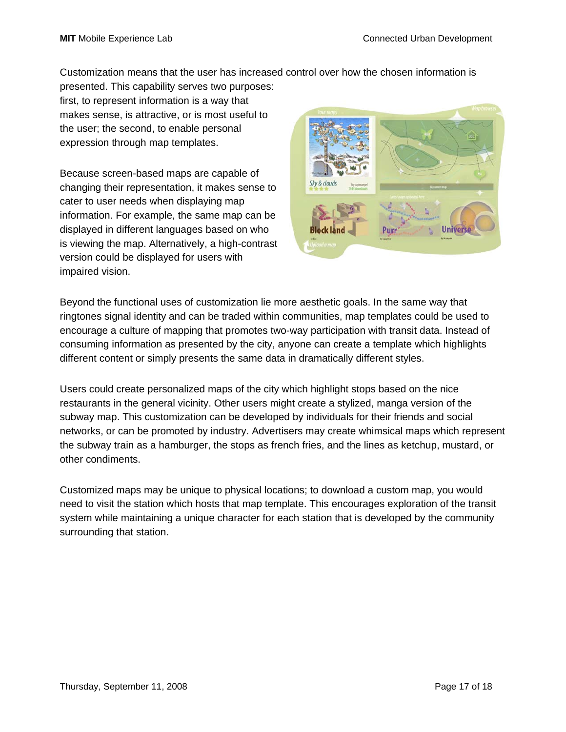Customization means that the user has increased control over how the chosen information is presented. This capability serves two purposes: first, to represent information is a way that makes sense, is attractive, or is most useful to the user; the second, to enable personal expression through map templates.

Because screen-based maps are capable of changing their representation, it makes sense to cater to user needs when displaying map information. For example, the same map can be displayed in different languages based on who is viewing the map. Alternatively, a high-contrast version could be displayed for users with impaired vision.

Beyond the functional uses of customization lie more aesthetic goals. In the same way that ringtones signal identity and can be traded within communities, map templates could be used to encourage a culture of mapping that promotes two-way participation with transit data. Instead of consuming information as presented by the city, anyone can create a template which highlights different content or simply presents the same data in dramatically different styles.

Users could create personalized maps of the city which highlight stops based on the nice restaurants in the general vicinity. Other users might create a stylized, manga version of the subway map. This customization can be developed by individuals for their friends and social networks, or can be promoted by industry. Advertisers may create whimsical maps which represent the subway train as a hamburger, the stops as french fries, and the lines as ketchup, mustard, or other condiments.

Customized maps may be unique to physical locations; to download a custom map, you would need to visit the station which hosts that map template. This encourages exploration of the transit system while maintaining a unique character for each station that is developed by the community surrounding that station.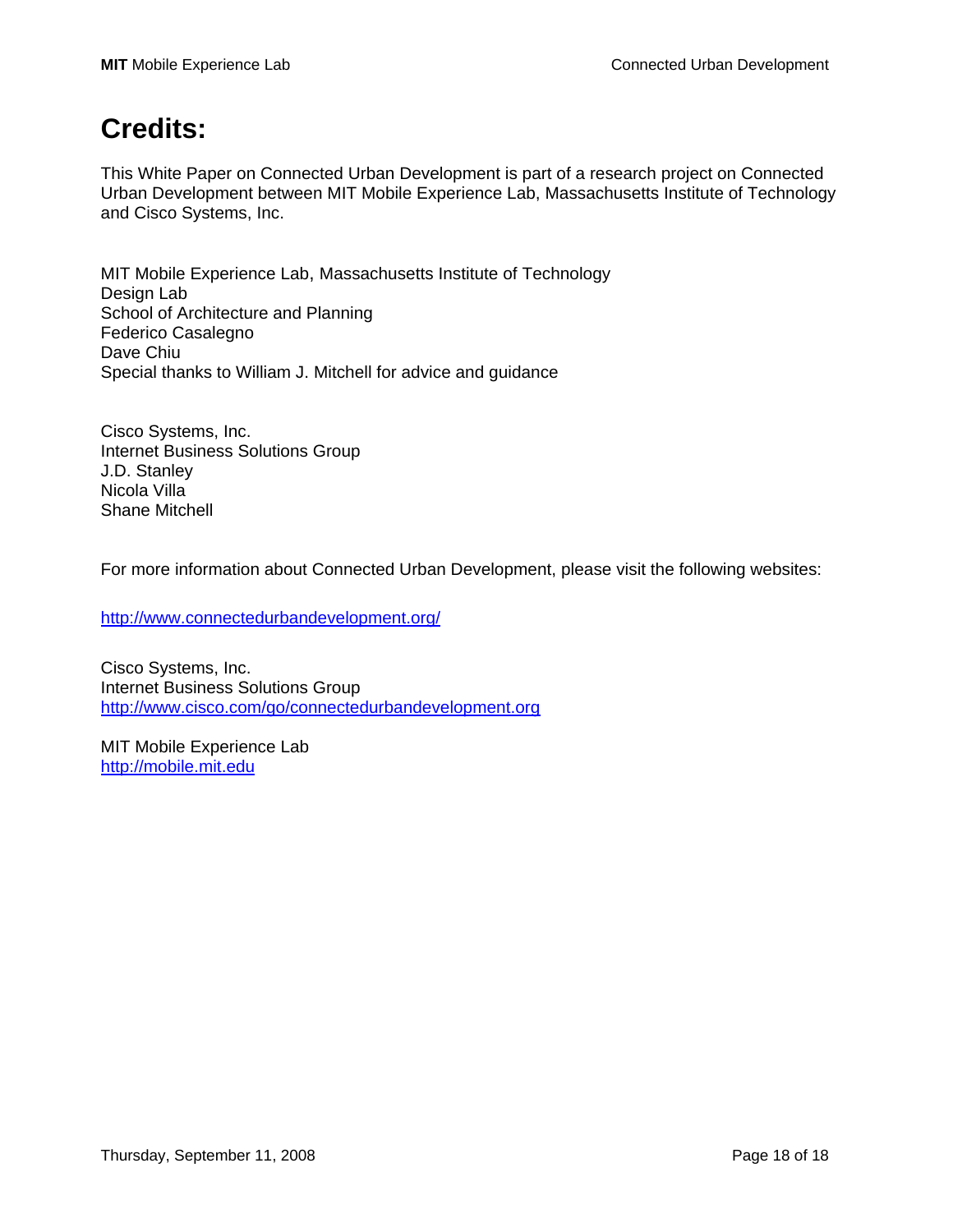# Credits:

This White Paper on Connected Urban Development is part of a research project on Connected Urban Development between MIT Mobile Experience Lab, Massachusetts Institute of Technology and Cisco Systems, Inc.

MIT Mobile Experience Lab, Massachusetts Institute of Technology
Design Lab
School of Architecture and Planning
Federico Casalegno
Dave Chiu
Special thanks to William J. Mitchell for advice and guidance

Cisco Systems, Inc.
Internet Business Solutions Group
J.D. Stanley
Nicola Villa
Shane Mitchell

For more information about Connected Urban Development, please visit the following websites:

http://www.connectedurbandevelopment.org/

Cisco Systems, Inc.
Internet Business Solutions Group
http://www.cisco.com/go/connectedurbandevelopment.org

MIT Mobile Experience Lab
http://mobile.mit.edu